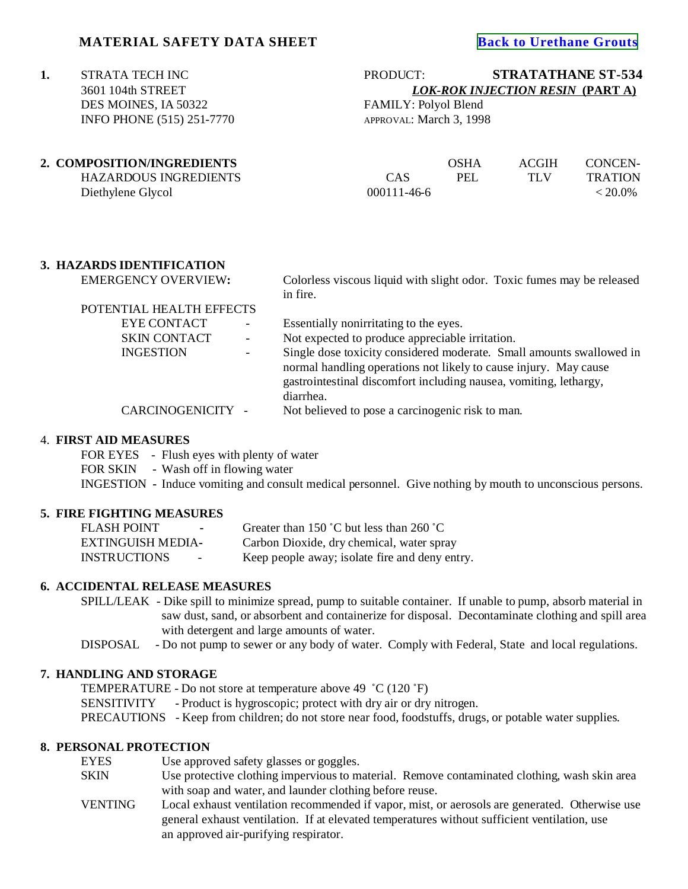# MATERIAL SAFETY DATA SHEET

Back to Urethane Grouts

**1.** STRATA TECH INC
3601 104th STREET
DES MOINES, IA 50322
INFO PHONE (515) 251-7770

PRODUCT: **STRATATHANE ST-534**
***LOK-ROK INJECTION RESIN*** **(PART A)**
FAMILY: Polyol Blend
APPROVAL: March 3, 1998

## 2. COMPOSITION/INGREDIENTS

| HAZARDOUS INGREDIENTS | CAS | OSHA PEL | ACGIH TLV | CONCEN-TRATION |
|---|---|---|---|---|
| Diethylene Glycol | 000111-46-6 | | | < 20.0% |

## 3. HAZARDS IDENTIFICATION

EMERGENCY OVERVIEW**:** Colorless viscous liquid with slight odor. Toxic fumes may be released in fire.

POTENTIAL HEALTH EFFECTS

- EYE CONTACT - Essentially nonirritating to the eyes.
- SKIN CONTACT - Not expected to produce appreciable irritation.
- INGESTION - Single dose toxicity considered moderate. Small amounts swallowed in normal handling operations not likely to cause injury. May cause gastrointestinal discomfort including nausea, vomiting, lethargy, diarrhea.
- CARCINOGENICITY - Not believed to pose a carcinogenic risk to man.

## 4. FIRST AID MEASURES

FOR EYES - Flush eyes with plenty of water
FOR SKIN - Wash off in flowing water
INGESTION - Induce vomiting and consult medical personnel. Give nothing by mouth to unconscious persons.

## 5. FIRE FIGHTING MEASURES

FLASH POINT - Greater than 150 ˚C but less than 260 ˚C
EXTINGUISH MEDIA- Carbon Dioxide, dry chemical, water spray
INSTRUCTIONS - Keep people away; isolate fire and deny entry.

## 6. ACCIDENTAL RELEASE MEASURES

SPILL/LEAK - Dike spill to minimize spread, pump to suitable container. If unable to pump, absorb material in saw dust, sand, or absorbent and containerize for disposal. Decontaminate clothing and spill area with detergent and large amounts of water.
DISPOSAL - Do not pump to sewer or any body of water. Comply with Federal, State and local regulations.

## 7. HANDLING AND STORAGE

TEMPERATURE - Do not store at temperature above 49 ˚C (120 ˚F)
SENSITIVITY - Product is hygroscopic; protect with dry air or dry nitrogen.
PRECAUTIONS - Keep from children; do not store near food, foodstuffs, drugs, or potable water supplies.

## 8. PERSONAL PROTECTION

EYES Use approved safety glasses or goggles.
SKIN Use protective clothing impervious to material. Remove contaminated clothing, wash skin area with soap and water, and launder clothing before reuse.
VENTING Local exhaust ventilation recommended if vapor, mist, or aerosols are generated. Otherwise use general exhaust ventilation. If at elevated temperatures without sufficient ventilation, use an approved air-purifying respirator.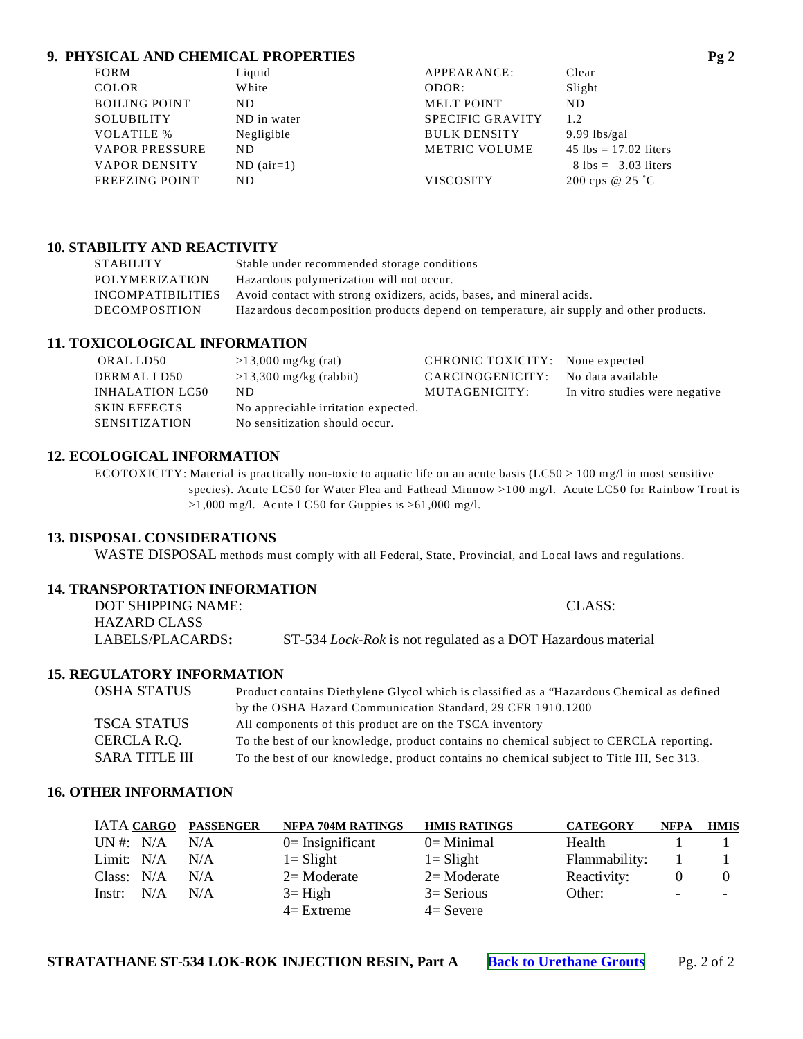## 9. PHYSICAL AND CHEMICAL PROPERTIES

| | | | |
|---|---|---|---|
| FORM | Liquid | APPEARANCE: | Clear |
| COLOR | White | ODOR: | Slight |
| BOILING POINT | ND | MELT POINT | ND |
| SOLUBILITY | ND in water | SPECIFIC GRAVITY | 1.2 |
| VOLATILE % | Negligible | BULK DENSITY | 9.99 lbs/gal |
| VAPOR PRESSURE | ND | METRIC VOLUME | 45 lbs = 17.02 liters |
| VAPOR DENSITY | ND (air=1) | | 8 lbs = 3.03 liters |
| FREEZING POINT | ND | VISCOSITY | 200 cps @ 25 °C |

## 10. STABILITY AND REACTIVITY

| | |
|---|---|
| STABILITY | Stable under recommended storage conditions |
| POLYMERIZATION | Hazardous polymerization will not occur. |
| INCOMPATIBILITIES | Avoid contact with strong oxidizers, acids, bases, and mineral acids. |
| DECOMPOSITION | Hazardous decomposition products depend on temperature, air supply and other products. |

## 11. TOXICOLOGICAL INFORMATION

| | | | |
|---|---|---|---|
| ORAL LD50 | >13,000 mg/kg (rat) | CHRONIC TOXICITY: | None expected |
| DERMAL LD50 | >13,300 mg/kg (rabbit) | CARCINOGENICITY: | No data available |
| INHALATION LC50 | ND | MUTAGENICITY: | In vitro studies were negative |
| SKIN EFFECTS | No appreciable irritation expected. | | |
| SENSITIZATION | No sensitization should occur. | | |

## 12. ECOLOGICAL INFORMATION

ECOTOXICITY: Material is practically non-toxic to aquatic life on an acute basis (LC50 > 100 mg/l in most sensitive species). Acute LC50 for Water Flea and Fathead Minnow >100 mg/l. Acute LC50 for Rainbow Trout is >1,000 mg/l. Acute LC50 for Guppies is >61,000 mg/l.

## 13. DISPOSAL CONSIDERATIONS

WASTE DISPOSAL methods must comply with all Federal, State, Provincial, and Local laws and regulations.

## 14. TRANSPORTATION INFORMATION

DOT SHIPPING NAME: CLASS:

HAZARD CLASS

LABELS/PLACARDS: ST-534 *Lock-Rok* is not regulated as a DOT Hazardous material

## 15. REGULATORY INFORMATION

| | |
|---|---|
| OSHA STATUS | Product contains Diethylene Glycol which is classified as a "Hazardous Chemical as defined by the OSHA Hazard Communication Standard, 29 CFR 1910.1200 |
| TSCA STATUS | All components of this product are on the TSCA inventory |
| CERCLA R.Q. | To the best of our knowledge, product contains no chemical subject to CERCLA reporting. |
| SARA TITLE III | To the best of our knowledge, product contains no chemical subject to Title III, Sec 313. |

## 16. OTHER INFORMATION

| IATA | CARGO | PASSENGER | NFPA 704M RATINGS | HMIS RATINGS | CATEGORY | NFPA | HMIS |
|---|---|---|---|---|---|---|---|
| UN #: | N/A | N/A | 0= Insignificant | 0= Minimal | Health | 1 | 1 |
| Limit: | N/A | N/A | 1= Slight | 1= Slight | Flammability: | 1 | 1 |
| Class: | N/A | N/A | 2= Moderate | 2= Moderate | Reactivity: | 0 | 0 |
| Instr: | N/A | N/A | 3= High | 3= Serious | Other: | - | - |
| | | | 4= Extreme | 4= Severe | | | |

**STRATATHANE ST-534 LOK-ROK INJECTION RESIN, Part A** **Back to Urethane Grouts**